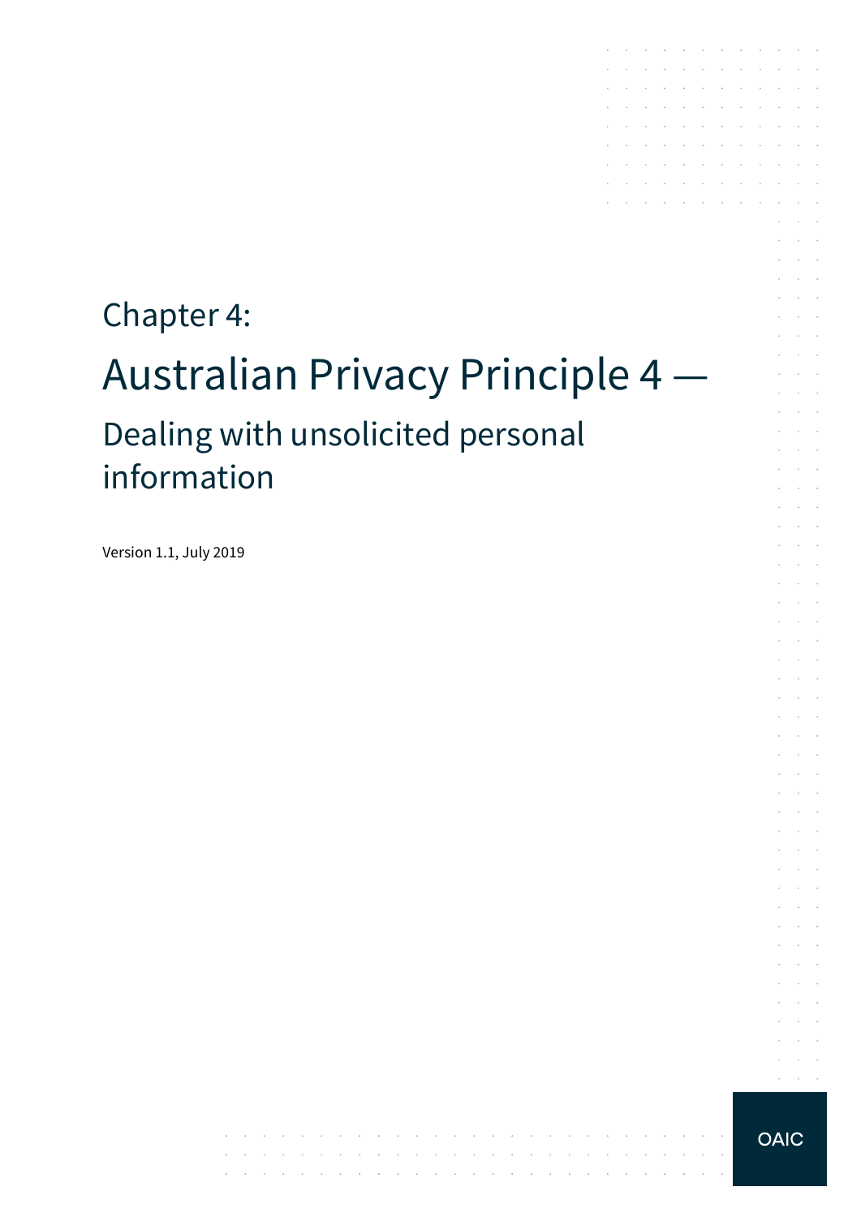Chapter 4:

# Australian Privacy Principle 4 —

## Dealing with unsolicited personal information

Version 1.1, July 2019

OAIC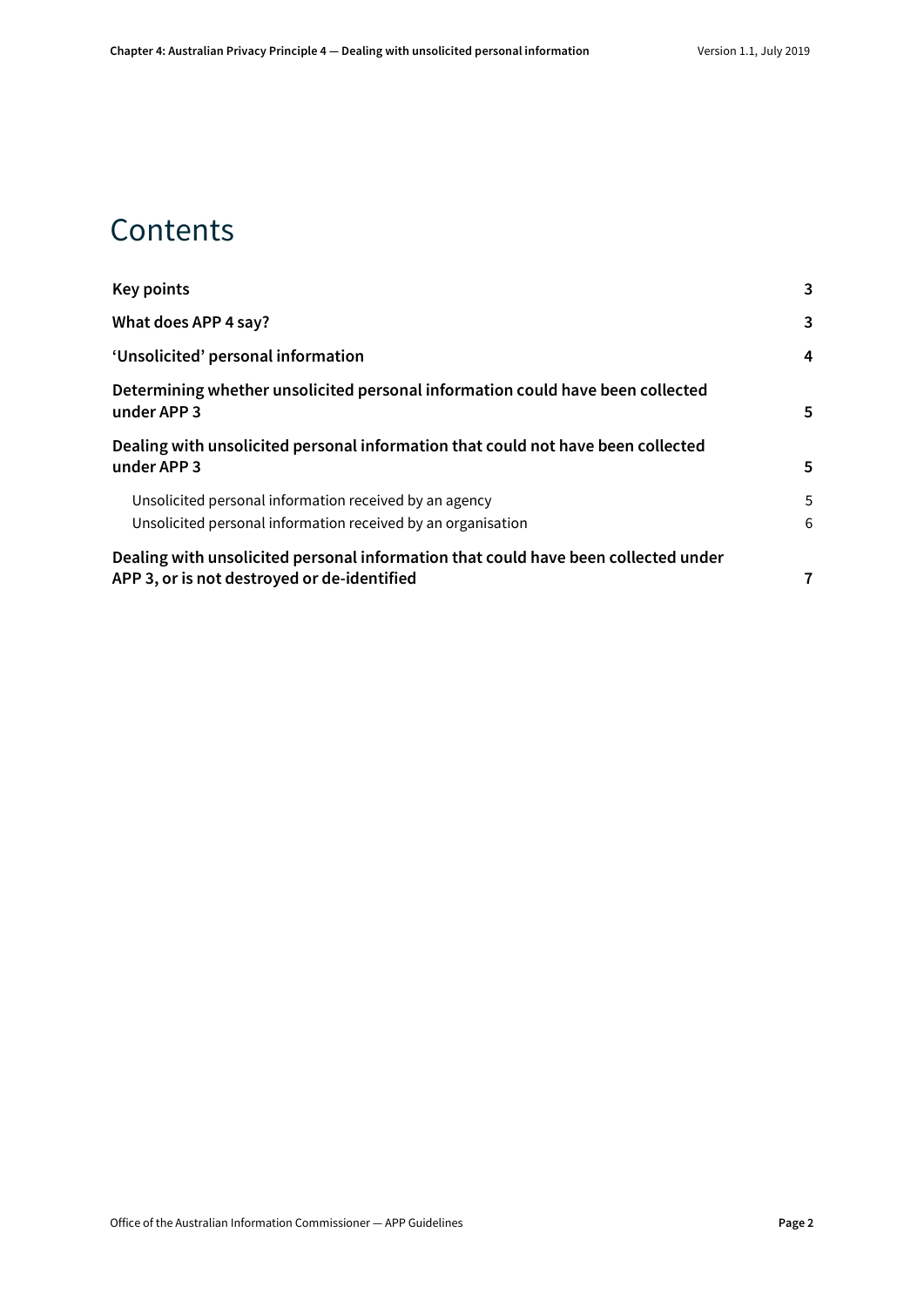# Contents

| | |
|---|---|
| **Key points** | **3** |
| **What does APP 4 say?** | **3** |
| **'Unsolicited' personal information** | **4** |
| **Determining whether unsolicited personal information could have been collected under APP 3** | **5** |
| **Dealing with unsolicited personal information that could not have been collected under APP 3** | **5** |
| Unsolicited personal information received by an agency | 5 |
| Unsolicited personal information received by an organisation | 6 |
| **Dealing with unsolicited personal information that could have been collected under APP 3, or is not destroyed or de-identified** | **7** |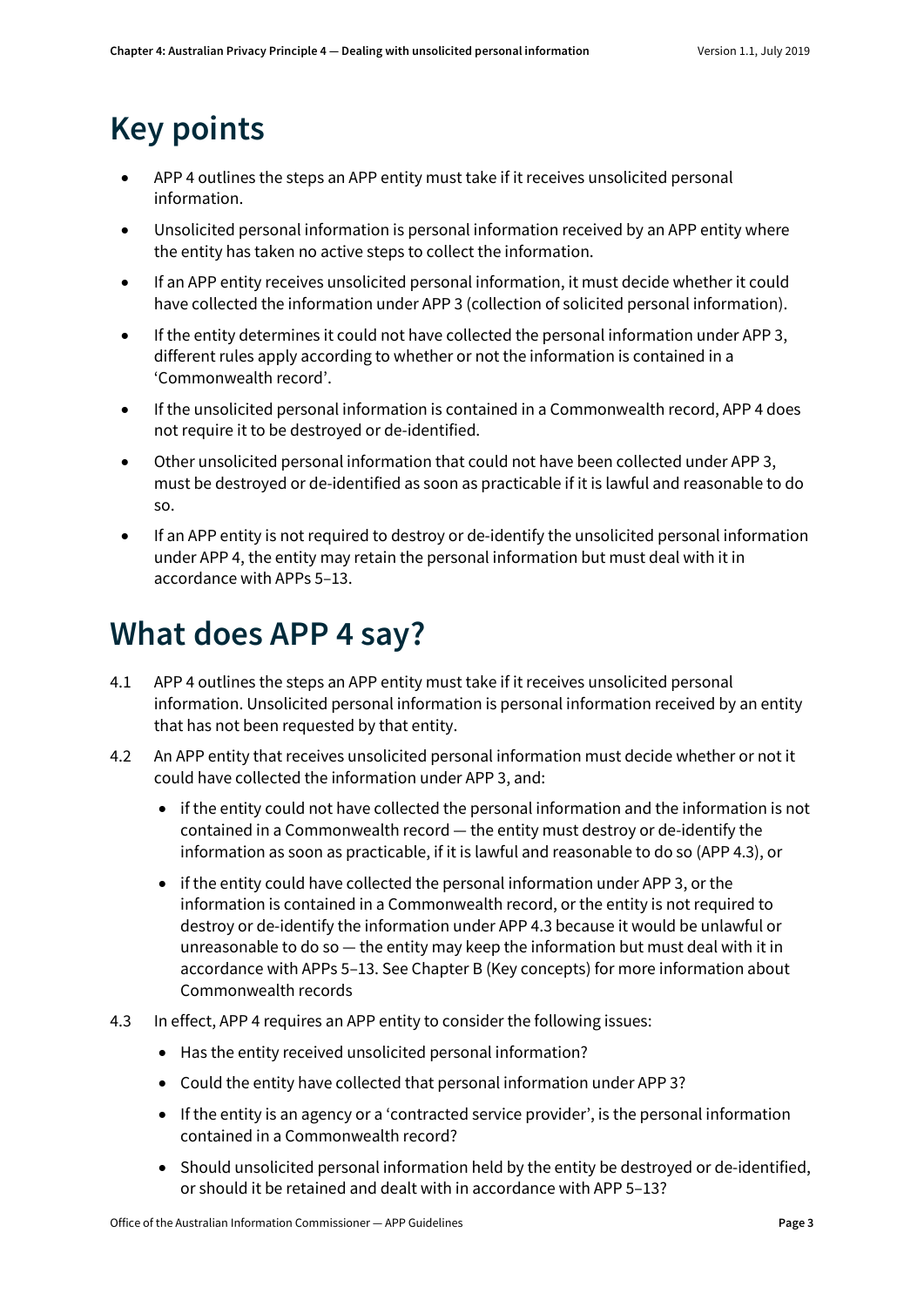# Key points

- APP 4 outlines the steps an APP entity must take if it receives unsolicited personal information.
- Unsolicited personal information is personal information received by an APP entity where the entity has taken no active steps to collect the information.
- If an APP entity receives unsolicited personal information, it must decide whether it could have collected the information under APP 3 (collection of solicited personal information).
- If the entity determines it could not have collected the personal information under APP 3, different rules apply according to whether or not the information is contained in a 'Commonwealth record'.
- If the unsolicited personal information is contained in a Commonwealth record, APP 4 does not require it to be destroyed or de-identified.
- Other unsolicited personal information that could not have been collected under APP 3, must be destroyed or de-identified as soon as practicable if it is lawful and reasonable to do so.
- If an APP entity is not required to destroy or de-identify the unsolicited personal information under APP 4, the entity may retain the personal information but must deal with it in accordance with APPs 5–13.

# What does APP 4 say?

4.1 APP 4 outlines the steps an APP entity must take if it receives unsolicited personal information. Unsolicited personal information is personal information received by an entity that has not been requested by that entity.

4.2 An APP entity that receives unsolicited personal information must decide whether or not it could have collected the information under APP 3, and:

- if the entity could not have collected the personal information and the information is not contained in a Commonwealth record — the entity must destroy or de-identify the information as soon as practicable, if it is lawful and reasonable to do so (APP 4.3), or
- if the entity could have collected the personal information under APP 3, or the information is contained in a Commonwealth record, or the entity is not required to destroy or de-identify the information under APP 4.3 because it would be unlawful or unreasonable to do so — the entity may keep the information but must deal with it in accordance with APPs 5–13. See Chapter B (Key concepts) for more information about Commonwealth records

4.3 In effect, APP 4 requires an APP entity to consider the following issues:

- Has the entity received unsolicited personal information?
- Could the entity have collected that personal information under APP 3?
- If the entity is an agency or a 'contracted service provider', is the personal information contained in a Commonwealth record?
- Should unsolicited personal information held by the entity be destroyed or de-identified, or should it be retained and dealt with in accordance with APP 5–13?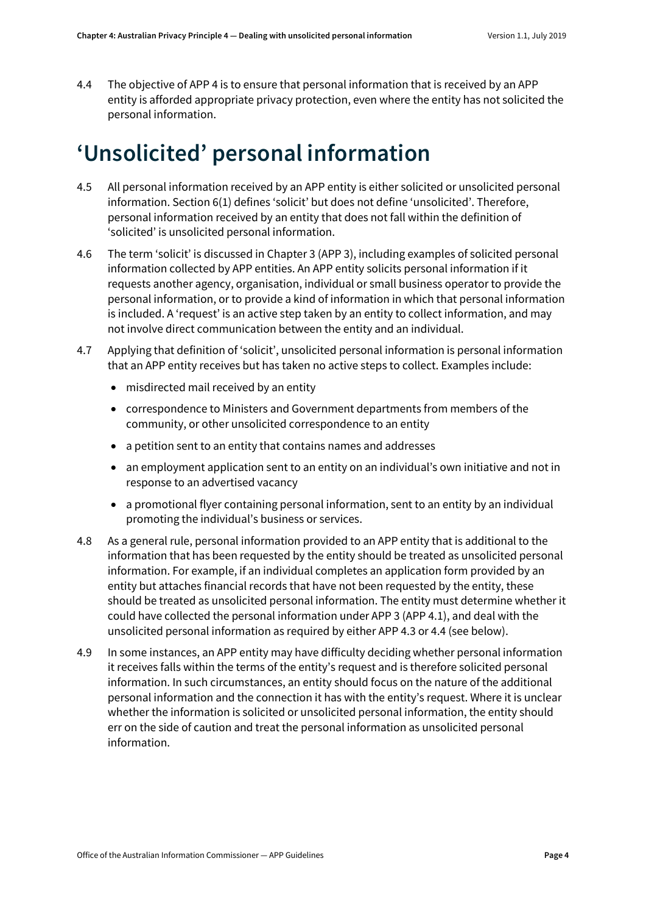4.4 The objective of APP 4 is to ensure that personal information that is received by an APP entity is afforded appropriate privacy protection, even where the entity has not solicited the personal information.

# 'Unsolicited' personal information

4.5 All personal information received by an APP entity is either solicited or unsolicited personal information. Section 6(1) defines 'solicit' but does not define 'unsolicited'. Therefore, personal information received by an entity that does not fall within the definition of 'solicited' is unsolicited personal information.

4.6 The term 'solicit' is discussed in Chapter 3 (APP 3), including examples of solicited personal information collected by APP entities. An APP entity solicits personal information if it requests another agency, organisation, individual or small business operator to provide the personal information, or to provide a kind of information in which that personal information is included. A 'request' is an active step taken by an entity to collect information, and may not involve direct communication between the entity and an individual.

4.7 Applying that definition of 'solicit', unsolicited personal information is personal information that an APP entity receives but has taken no active steps to collect. Examples include:

- misdirected mail received by an entity
- correspondence to Ministers and Government departments from members of the community, or other unsolicited correspondence to an entity
- a petition sent to an entity that contains names and addresses
- an employment application sent to an entity on an individual's own initiative and not in response to an advertised vacancy
- a promotional flyer containing personal information, sent to an entity by an individual promoting the individual's business or services.

4.8 As a general rule, personal information provided to an APP entity that is additional to the information that has been requested by the entity should be treated as unsolicited personal information. For example, if an individual completes an application form provided by an entity but attaches financial records that have not been requested by the entity, these should be treated as unsolicited personal information. The entity must determine whether it could have collected the personal information under APP 3 (APP 4.1), and deal with the unsolicited personal information as required by either APP 4.3 or 4.4 (see below).

4.9 In some instances, an APP entity may have difficulty deciding whether personal information it receives falls within the terms of the entity's request and is therefore solicited personal information. In such circumstances, an entity should focus on the nature of the additional personal information and the connection it has with the entity's request. Where it is unclear whether the information is solicited or unsolicited personal information, the entity should err on the side of caution and treat the personal information as unsolicited personal information.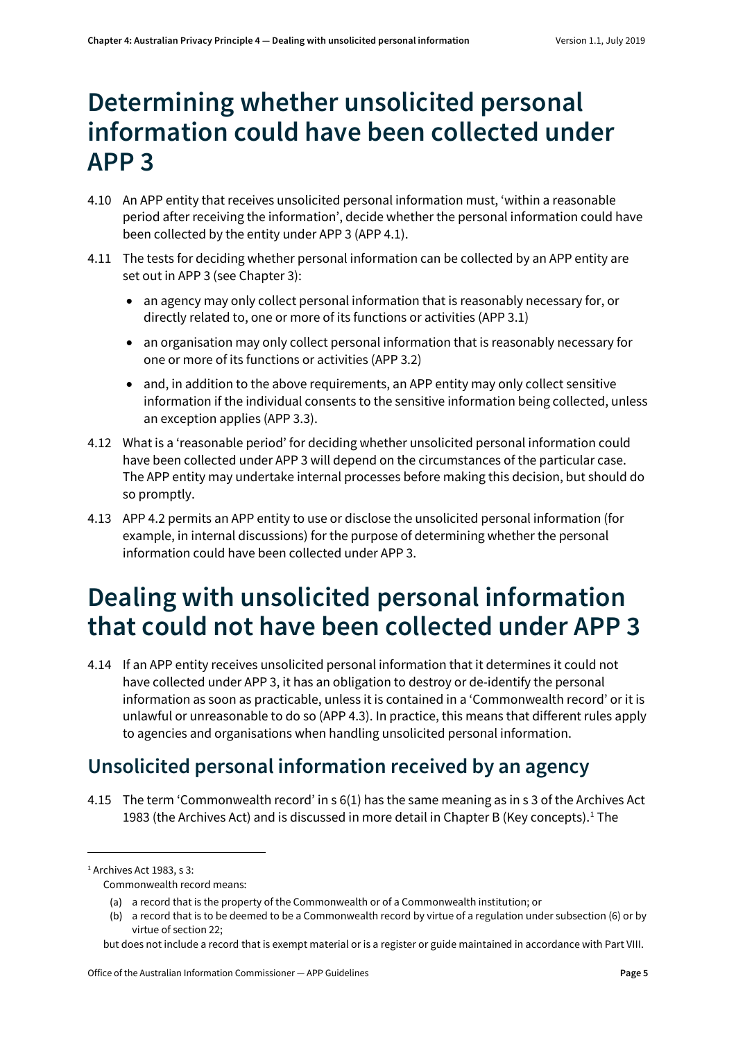# Determining whether unsolicited personal information could have been collected under APP 3

4.10 An APP entity that receives unsolicited personal information must, 'within a reasonable period after receiving the information', decide whether the personal information could have been collected by the entity under APP 3 (APP 4.1).

4.11 The tests for deciding whether personal information can be collected by an APP entity are set out in APP 3 (see Chapter 3):

- an agency may only collect personal information that is reasonably necessary for, or directly related to, one or more of its functions or activities (APP 3.1)
- an organisation may only collect personal information that is reasonably necessary for one or more of its functions or activities (APP 3.2)
- and, in addition to the above requirements, an APP entity may only collect sensitive information if the individual consents to the sensitive information being collected, unless an exception applies (APP 3.3).

4.12 What is a 'reasonable period' for deciding whether unsolicited personal information could have been collected under APP 3 will depend on the circumstances of the particular case. The APP entity may undertake internal processes before making this decision, but should do so promptly.

4.13 APP 4.2 permits an APP entity to use or disclose the unsolicited personal information (for example, in internal discussions) for the purpose of determining whether the personal information could have been collected under APP 3.

# Dealing with unsolicited personal information that could not have been collected under APP 3

4.14 If an APP entity receives unsolicited personal information that it determines it could not have collected under APP 3, it has an obligation to destroy or de-identify the personal information as soon as practicable, unless it is contained in a 'Commonwealth record' or it is unlawful or unreasonable to do so (APP 4.3). In practice, this means that different rules apply to agencies and organisations when handling unsolicited personal information.

## Unsolicited personal information received by an agency

4.15 The term 'Commonwealth record' in s 6(1) has the same meaning as in s 3 of the Archives Act 1983 (the Archives Act) and is discussed in more detail in Chapter B (Key concepts).[1] The

---

[1] Archives Act 1983, s 3:

Commonwealth record means:

(a) a record that is the property of the Commonwealth or of a Commonwealth institution; or

(b) a record that is to be deemed to be a Commonwealth record by virtue of a regulation under subsection (6) or by virtue of section 22;

but does not include a record that is exempt material or is a register or guide maintained in accordance with Part VIII.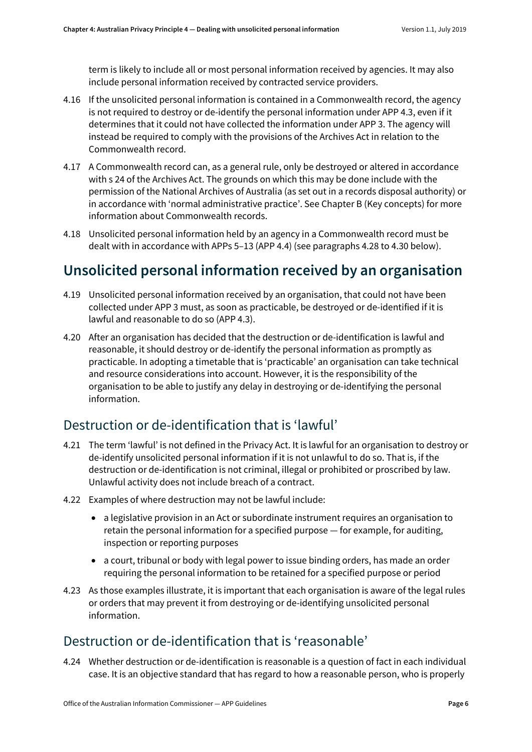term is likely to include all or most personal information received by agencies. It may also include personal information received by contracted service providers.

4.16 If the unsolicited personal information is contained in a Commonwealth record, the agency is not required to destroy or de-identify the personal information under APP 4.3, even if it determines that it could not have collected the information under APP 3. The agency will instead be required to comply with the provisions of the Archives Act in relation to the Commonwealth record.

4.17 A Commonwealth record can, as a general rule, only be destroyed or altered in accordance with s 24 of the Archives Act. The grounds on which this may be done include with the permission of the National Archives of Australia (as set out in a records disposal authority) or in accordance with 'normal administrative practice'. See Chapter B (Key concepts) for more information about Commonwealth records.

4.18 Unsolicited personal information held by an agency in a Commonwealth record must be dealt with in accordance with APPs 5–13 (APP 4.4) (see paragraphs 4.28 to 4.30 below).

## Unsolicited personal information received by an organisation

4.19 Unsolicited personal information received by an organisation, that could not have been collected under APP 3 must, as soon as practicable, be destroyed or de-identified if it is lawful and reasonable to do so (APP 4.3).

4.20 After an organisation has decided that the destruction or de-identification is lawful and reasonable, it should destroy or de-identify the personal information as promptly as practicable. In adopting a timetable that is 'practicable' an organisation can take technical and resource considerations into account. However, it is the responsibility of the organisation to be able to justify any delay in destroying or de-identifying the personal information.

### Destruction or de-identification that is 'lawful'

4.21 The term 'lawful' is not defined in the Privacy Act. It is lawful for an organisation to destroy or de-identify unsolicited personal information if it is not unlawful to do so. That is, if the destruction or de-identification is not criminal, illegal or prohibited or proscribed by law. Unlawful activity does not include breach of a contract.

4.22 Examples of where destruction may not be lawful include:

- a legislative provision in an Act or subordinate instrument requires an organisation to retain the personal information for a specified purpose — for example, for auditing, inspection or reporting purposes
- a court, tribunal or body with legal power to issue binding orders, has made an order requiring the personal information to be retained for a specified purpose or period

4.23 As those examples illustrate, it is important that each organisation is aware of the legal rules or orders that may prevent it from destroying or de-identifying unsolicited personal information.

### Destruction or de-identification that is 'reasonable'

4.24 Whether destruction or de-identification is reasonable is a question of fact in each individual case. It is an objective standard that has regard to how a reasonable person, who is properly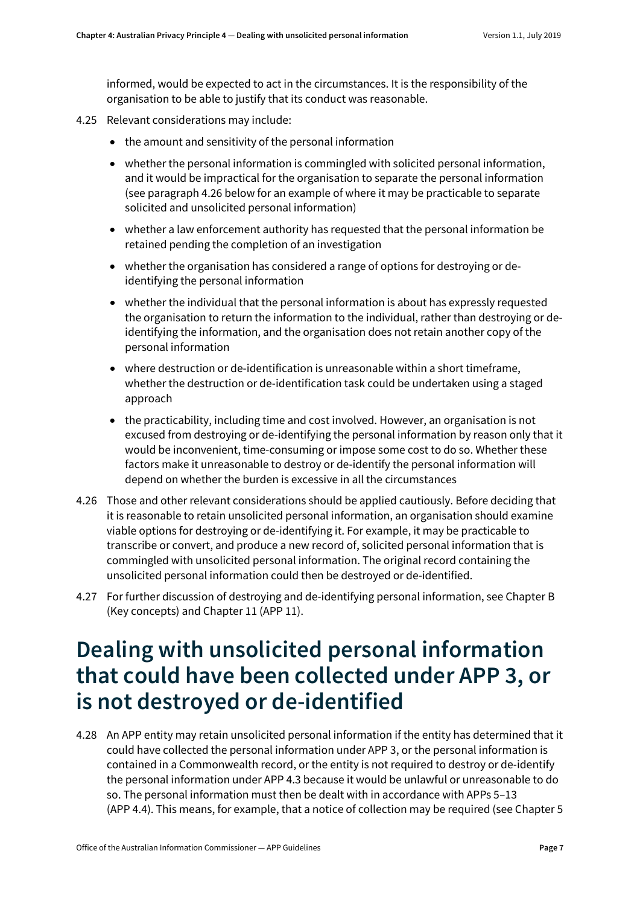informed, would be expected to act in the circumstances. It is the responsibility of the organisation to be able to justify that its conduct was reasonable.

4.25 Relevant considerations may include:

- the amount and sensitivity of the personal information
- whether the personal information is commingled with solicited personal information, and it would be impractical for the organisation to separate the personal information (see paragraph 4.26 below for an example of where it may be practicable to separate solicited and unsolicited personal information)
- whether a law enforcement authority has requested that the personal information be retained pending the completion of an investigation
- whether the organisation has considered a range of options for destroying or de-identifying the personal information
- whether the individual that the personal information is about has expressly requested the organisation to return the information to the individual, rather than destroying or de-identifying the information, and the organisation does not retain another copy of the personal information
- where destruction or de-identification is unreasonable within a short timeframe, whether the destruction or de-identification task could be undertaken using a staged approach
- the practicability, including time and cost involved. However, an organisation is not excused from destroying or de-identifying the personal information by reason only that it would be inconvenient, time-consuming or impose some cost to do so. Whether these factors make it unreasonable to destroy or de-identify the personal information will depend on whether the burden is excessive in all the circumstances

4.26 Those and other relevant considerations should be applied cautiously. Before deciding that it is reasonable to retain unsolicited personal information, an organisation should examine viable options for destroying or de-identifying it. For example, it may be practicable to transcribe or convert, and produce a new record of, solicited personal information that is commingled with unsolicited personal information. The original record containing the unsolicited personal information could then be destroyed or de-identified.

4.27 For further discussion of destroying and de-identifying personal information, see Chapter B (Key concepts) and Chapter 11 (APP 11).

# Dealing with unsolicited personal information that could have been collected under APP 3, or is not destroyed or de-identified

4.28 An APP entity may retain unsolicited personal information if the entity has determined that it could have collected the personal information under APP 3, or the personal information is contained in a Commonwealth record, or the entity is not required to destroy or de-identify the personal information under APP 4.3 because it would be unlawful or unreasonable to do so. The personal information must then be dealt with in accordance with APPs 5–13 (APP 4.4). This means, for example, that a notice of collection may be required (see Chapter 5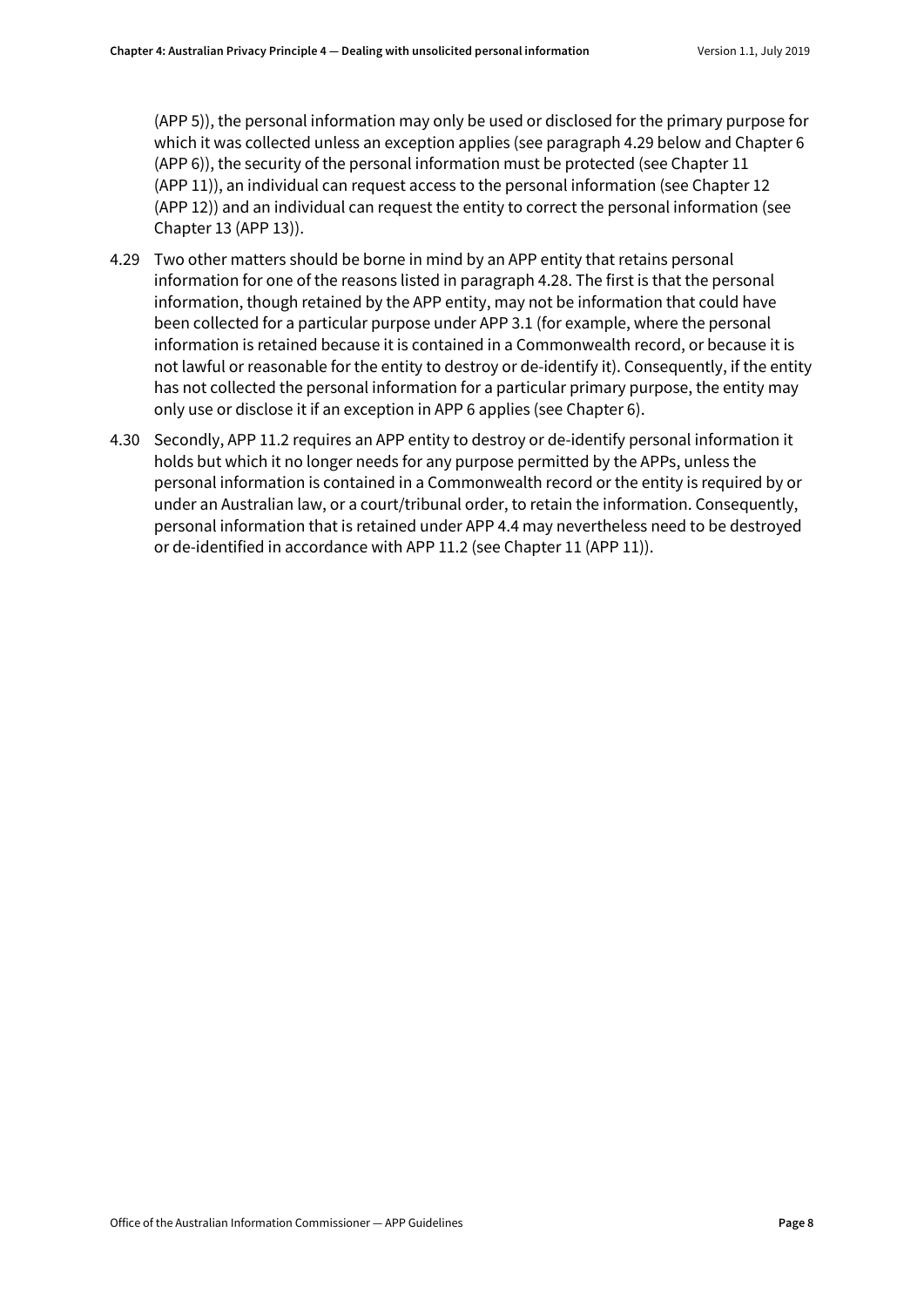(APP 5)), the personal information may only be used or disclosed for the primary purpose for which it was collected unless an exception applies (see paragraph 4.29 below and Chapter 6 (APP 6)), the security of the personal information must be protected (see Chapter 11 (APP 11)), an individual can request access to the personal information (see Chapter 12 (APP 12)) and an individual can request the entity to correct the personal information (see Chapter 13 (APP 13)).

4.29 Two other matters should be borne in mind by an APP entity that retains personal information for one of the reasons listed in paragraph 4.28. The first is that the personal information, though retained by the APP entity, may not be information that could have been collected for a particular purpose under APP 3.1 (for example, where the personal information is retained because it is contained in a Commonwealth record, or because it is not lawful or reasonable for the entity to destroy or de-identify it). Consequently, if the entity has not collected the personal information for a particular primary purpose, the entity may only use or disclose it if an exception in APP 6 applies (see Chapter 6).

4.30 Secondly, APP 11.2 requires an APP entity to destroy or de-identify personal information it holds but which it no longer needs for any purpose permitted by the APPs, unless the personal information is contained in a Commonwealth record or the entity is required by or under an Australian law, or a court/tribunal order, to retain the information. Consequently, personal information that is retained under APP 4.4 may nevertheless need to be destroyed or de-identified in accordance with APP 11.2 (see Chapter 11 (APP 11)).